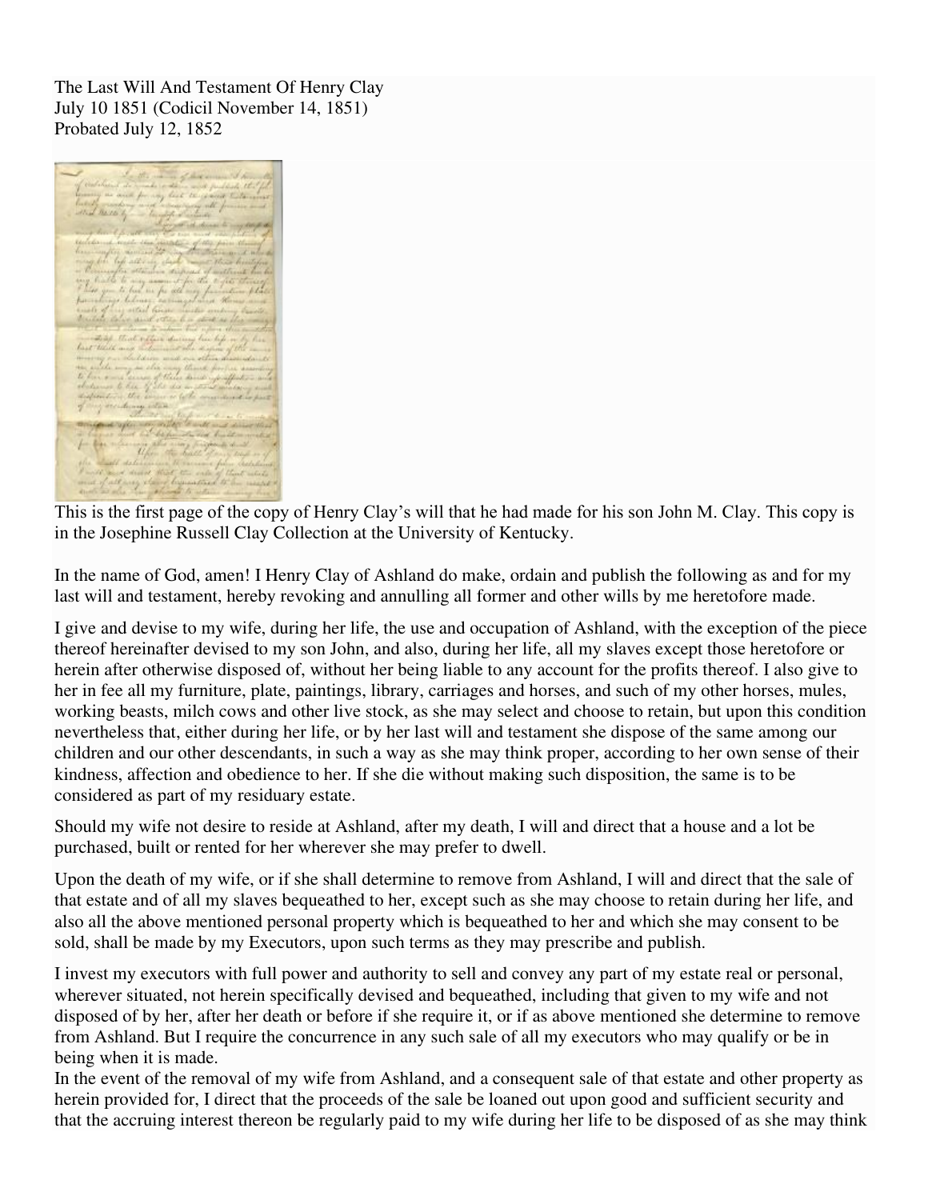The Last Will And Testament Of Henry Clay
July 10 1851 (Codicil November 14, 1851)
Probated July 12, 1852

This is the first page of the copy of Henry Clay's will that he had made for his son John M. Clay. This copy is in the Josephine Russell Clay Collection at the University of Kentucky.

In the name of God, amen! I Henry Clay of Ashland do make, ordain and publish the following as and for my last will and testament, hereby revoking and annulling all former and other wills by me heretofore made.

I give and devise to my wife, during her life, the use and occupation of Ashland, with the exception of the piece thereof hereinafter devised to my son John, and also, during her life, all my slaves except those heretofore or herein after otherwise disposed of, without her being liable to any account for the profits thereof. I also give to her in fee all my furniture, plate, paintings, library, carriages and horses, and such of my other horses, mules, working beasts, milch cows and other live stock, as she may select and choose to retain, but upon this condition nevertheless that, either during her life, or by her last will and testament she dispose of the same among our children and our other descendants, in such a way as she may think proper, according to her own sense of their kindness, affection and obedience to her. If she die without making such disposition, the same is to be considered as part of my residuary estate.

Should my wife not desire to reside at Ashland, after my death, I will and direct that a house and a lot be purchased, built or rented for her wherever she may prefer to dwell.

Upon the death of my wife, or if she shall determine to remove from Ashland, I will and direct that the sale of that estate and of all my slaves bequeathed to her, except such as she may choose to retain during her life, and also all the above mentioned personal property which is bequeathed to her and which she may consent to be sold, shall be made by my Executors, upon such terms as they may prescribe and publish.

I invest my executors with full power and authority to sell and convey any part of my estate real or personal, wherever situated, not herein specifically devised and bequeathed, including that given to my wife and not disposed of by her, after her death or before if she require it, or if as above mentioned she determine to remove from Ashland. But I require the concurrence in any such sale of all my executors who may qualify or be in being when it is made.

In the event of the removal of my wife from Ashland, and a consequent sale of that estate and other property as herein provided for, I direct that the proceeds of the sale be loaned out upon good and sufficient security and that the accruing interest thereon be regularly paid to my wife during her life to be disposed of as she may think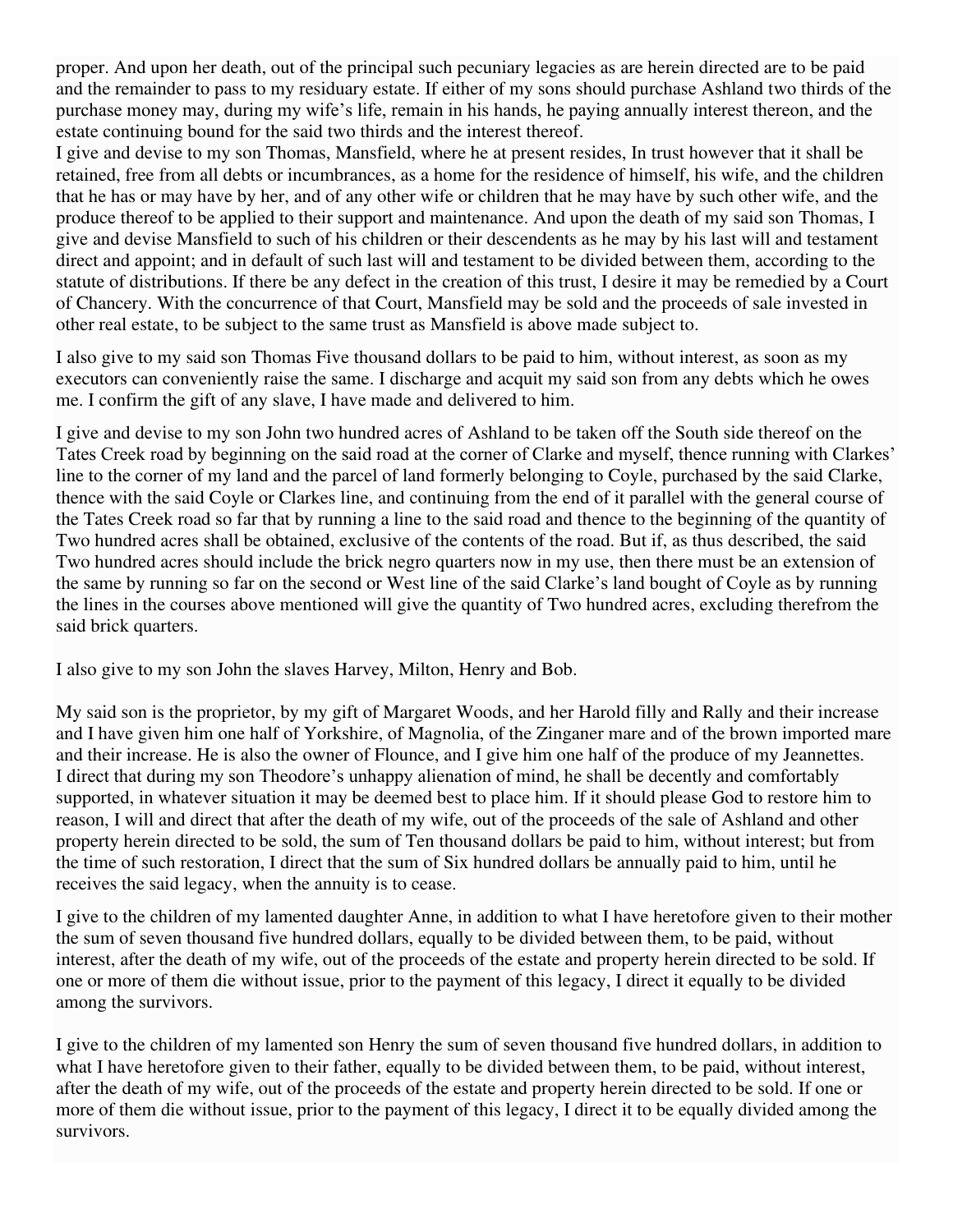proper. And upon her death, out of the principal such pecuniary legacies as are herein directed are to be paid and the remainder to pass to my residuary estate. If either of my sons should purchase Ashland two thirds of the purchase money may, during my wife's life, remain in his hands, he paying annually interest thereon, and the estate continuing bound for the said two thirds and the interest thereof.

I give and devise to my son Thomas, Mansfield, where he at present resides, In trust however that it shall be retained, free from all debts or incumbrances, as a home for the residence of himself, his wife, and the children that he has or may have by her, and of any other wife or children that he may have by such other wife, and the produce thereof to be applied to their support and maintenance. And upon the death of my said son Thomas, I give and devise Mansfield to such of his children or their descendents as he may by his last will and testament direct and appoint; and in default of such last will and testament to be divided between them, according to the statute of distributions. If there be any defect in the creation of this trust, I desire it may be remedied by a Court of Chancery. With the concurrence of that Court, Mansfield may be sold and the proceeds of sale invested in other real estate, to be subject to the same trust as Mansfield is above made subject to.

I also give to my said son Thomas Five thousand dollars to be paid to him, without interest, as soon as my executors can conveniently raise the same. I discharge and acquit my said son from any debts which he owes me. I confirm the gift of any slave, I have made and delivered to him.

I give and devise to my son John two hundred acres of Ashland to be taken off the South side thereof on the Tates Creek road by beginning on the said road at the corner of Clarke and myself, thence running with Clarkes' line to the corner of my land and the parcel of land formerly belonging to Coyle, purchased by the said Clarke, thence with the said Coyle or Clarkes line, and continuing from the end of it parallel with the general course of the Tates Creek road so far that by running a line to the said road and thence to the beginning of the quantity of Two hundred acres shall be obtained, exclusive of the contents of the road. But if, as thus described, the said Two hundred acres should include the brick negro quarters now in my use, then there must be an extension of the same by running so far on the second or West line of the said Clarke's land bought of Coyle as by running the lines in the courses above mentioned will give the quantity of Two hundred acres, excluding therefrom the said brick quarters.

I also give to my son John the slaves Harvey, Milton, Henry and Bob.

My said son is the proprietor, by my gift of Margaret Woods, and her Harold filly and Rally and their increase and I have given him one half of Yorkshire, of Magnolia, of the Zinganer mare and of the brown imported mare and their increase. He is also the owner of Flounce, and I give him one half of the produce of my Jeannettes.

I direct that during my son Theodore's unhappy alienation of mind, he shall be decently and comfortably supported, in whatever situation it may be deemed best to place him. If it should please God to restore him to reason, I will and direct that after the death of my wife, out of the proceeds of the sale of Ashland and other property herein directed to be sold, the sum of Ten thousand dollars be paid to him, without interest; but from the time of such restoration, I direct that the sum of Six hundred dollars be annually paid to him, until he receives the said legacy, when the annuity is to cease.

I give to the children of my lamented daughter Anne, in addition to what I have heretofore given to their mother the sum of seven thousand five hundred dollars, equally to be divided between them, to be paid, without interest, after the death of my wife, out of the proceeds of the estate and property herein directed to be sold. If one or more of them die without issue, prior to the payment of this legacy, I direct it equally to be divided among the survivors.

I give to the children of my lamented son Henry the sum of seven thousand five hundred dollars, in addition to what I have heretofore given to their father, equally to be divided between them, to be paid, without interest, after the death of my wife, out of the proceeds of the estate and property herein directed to be sold. If one or more of them die without issue, prior to the payment of this legacy, I direct it to be equally divided among the survivors.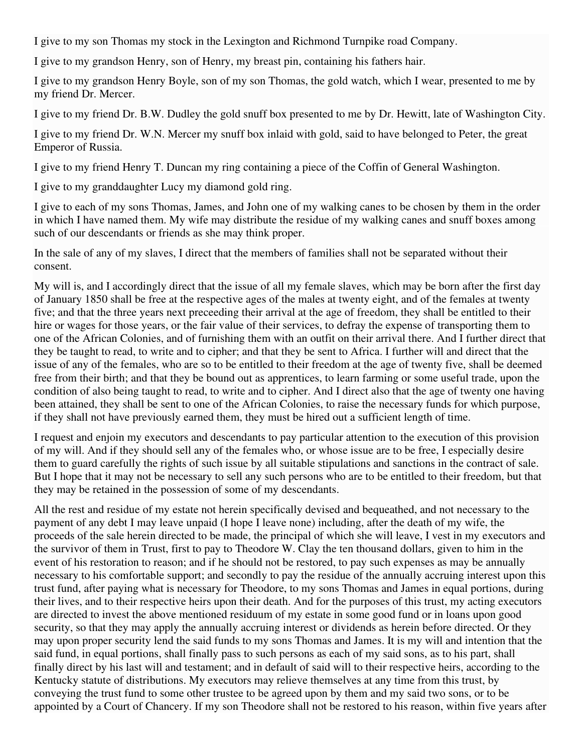I give to my son Thomas my stock in the Lexington and Richmond Turnpike road Company.

I give to my grandson Henry, son of Henry, my breast pin, containing his fathers hair.

I give to my grandson Henry Boyle, son of my son Thomas, the gold watch, which I wear, presented to me by my friend Dr. Mercer.

I give to my friend Dr. B.W. Dudley the gold snuff box presented to me by Dr. Hewitt, late of Washington City.

I give to my friend Dr. W.N. Mercer my snuff box inlaid with gold, said to have belonged to Peter, the great Emperor of Russia.

I give to my friend Henry T. Duncan my ring containing a piece of the Coffin of General Washington.

I give to my granddaughter Lucy my diamond gold ring.

I give to each of my sons Thomas, James, and John one of my walking canes to be chosen by them in the order in which I have named them. My wife may distribute the residue of my walking canes and snuff boxes among such of our descendants or friends as she may think proper.

In the sale of any of my slaves, I direct that the members of families shall not be separated without their consent.

My will is, and I accordingly direct that the issue of all my female slaves, which may be born after the first day of January 1850 shall be free at the respective ages of the males at twenty eight, and of the females at twenty five; and that the three years next preceeding their arrival at the age of freedom, they shall be entitled to their hire or wages for those years, or the fair value of their services, to defray the expense of transporting them to one of the African Colonies, and of furnishing them with an outfit on their arrival there. And I further direct that they be taught to read, to write and to cipher; and that they be sent to Africa. I further will and direct that the issue of any of the females, who are so to be entitled to their freedom at the age of twenty five, shall be deemed free from their birth; and that they be bound out as apprentices, to learn farming or some useful trade, upon the condition of also being taught to read, to write and to cipher. And I direct also that the age of twenty one having been attained, they shall be sent to one of the African Colonies, to raise the necessary funds for which purpose, if they shall not have previously earned them, they must be hired out a sufficient length of time.

I request and enjoin my executors and descendants to pay particular attention to the execution of this provision of my will. And if they should sell any of the females who, or whose issue are to be free, I especially desire them to guard carefully the rights of such issue by all suitable stipulations and sanctions in the contract of sale. But I hope that it may not be necessary to sell any such persons who are to be entitled to their freedom, but that they may be retained in the possession of some of my descendants.

All the rest and residue of my estate not herein specifically devised and bequeathed, and not necessary to the payment of any debt I may leave unpaid (I hope I leave none) including, after the death of my wife, the proceeds of the sale herein directed to be made, the principal of which she will leave, I vest in my executors and the survivor of them in Trust, first to pay to Theodore W. Clay the ten thousand dollars, given to him in the event of his restoration to reason; and if he should not be restored, to pay such expenses as may be annually necessary to his comfortable support; and secondly to pay the residue of the annually accruing interest upon this trust fund, after paying what is necessary for Theodore, to my sons Thomas and James in equal portions, during their lives, and to their respective heirs upon their death. And for the purposes of this trust, my acting executors are directed to invest the above mentioned residuum of my estate in some good fund or in loans upon good security, so that they may apply the annually accruing interest or dividends as herein before directed. Or they may upon proper security lend the said funds to my sons Thomas and James. It is my will and intention that the said fund, in equal portions, shall finally pass to such persons as each of my said sons, as to his part, shall finally direct by his last will and testament; and in default of said will to their respective heirs, according to the Kentucky statute of distributions. My executors may relieve themselves at any time from this trust, by conveying the trust fund to some other trustee to be agreed upon by them and my said two sons, or to be appointed by a Court of Chancery. If my son Theodore shall not be restored to his reason, within five years after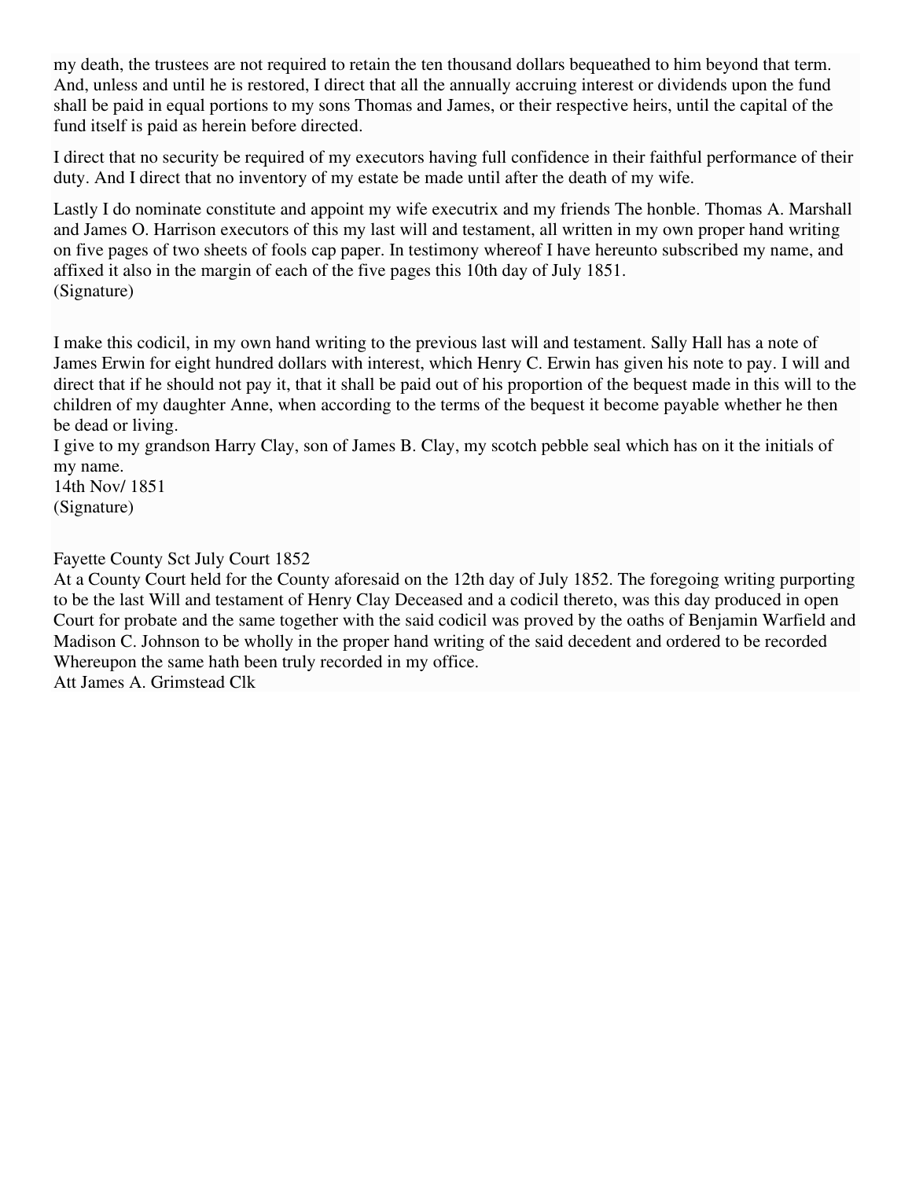my death, the trustees are not required to retain the ten thousand dollars bequeathed to him beyond that term. And, unless and until he is restored, I direct that all the annually accruing interest or dividends upon the fund shall be paid in equal portions to my sons Thomas and James, or their respective heirs, until the capital of the fund itself is paid as herein before directed.

I direct that no security be required of my executors having full confidence in their faithful performance of their duty. And I direct that no inventory of my estate be made until after the death of my wife.

Lastly I do nominate constitute and appoint my wife executrix and my friends The honble. Thomas A. Marshall and James O. Harrison executors of this my last will and testament, all written in my own proper hand writing on five pages of two sheets of fools cap paper. In testimony whereof I have hereunto subscribed my name, and affixed it also in the margin of each of the five pages this 10th day of July 1851.
(Signature)

I make this codicil, in my own hand writing to the previous last will and testament. Sally Hall has a note of James Erwin for eight hundred dollars with interest, which Henry C. Erwin has given his note to pay. I will and direct that if he should not pay it, that it shall be paid out of his proportion of the bequest made in this will to the children of my daughter Anne, when according to the terms of the bequest it become payable whether he then be dead or living.
I give to my grandson Harry Clay, son of James B. Clay, my scotch pebble seal which has on it the initials of my name.
14th Nov/ 1851
(Signature)

Fayette County Sct July Court 1852
At a County Court held for the County aforesaid on the 12th day of July 1852. The foregoing writing purporting to be the last Will and testament of Henry Clay Deceased and a codicil thereto, was this day produced in open Court for probate and the same together with the said codicil was proved by the oaths of Benjamin Warfield and Madison C. Johnson to be wholly in the proper hand writing of the said decedent and ordered to be recorded Whereupon the same hath been truly recorded in my office.
Att James A. Grimstead Clk